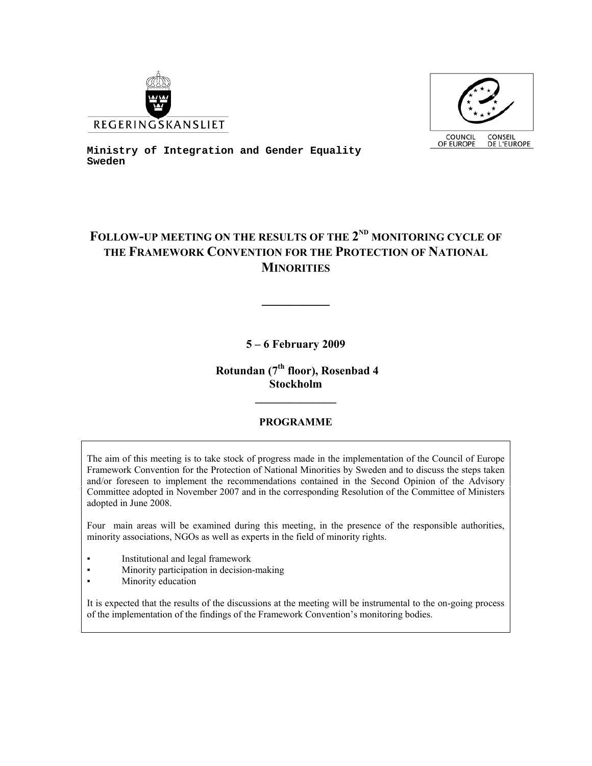REGERINGSKANSLIET

COUNCIL OF EUROPE — CONSEIL DE L'EUROPE

**Ministry of Integration and Gender Equality**
**Sweden**

# FOLLOW-UP MEETING ON THE RESULTS OF THE 2ND MONITORING CYCLE OF THE FRAMEWORK CONVENTION FOR THE PROTECTION OF NATIONAL MINORITIES

---

**5 – 6 February 2009**

**Rotundan (7th floor), Rosenbad 4**
**Stockholm**

---

**PROGRAMME**

The aim of this meeting is to take stock of progress made in the implementation of the Council of Europe Framework Convention for the Protection of National Minorities by Sweden and to discuss the steps taken and/or foreseen to implement the recommendations contained in the Second Opinion of the Advisory Committee adopted in November 2007 and in the corresponding Resolution of the Committee of Ministers adopted in June 2008.

Four main areas will be examined during this meeting, in the presence of the responsible authorities, minority associations, NGOs as well as experts in the field of minority rights.

- Institutional and legal framework
- Minority participation in decision-making
- Minority education

It is expected that the results of the discussions at the meeting will be instrumental to the on-going process of the implementation of the findings of the Framework Convention's monitoring bodies.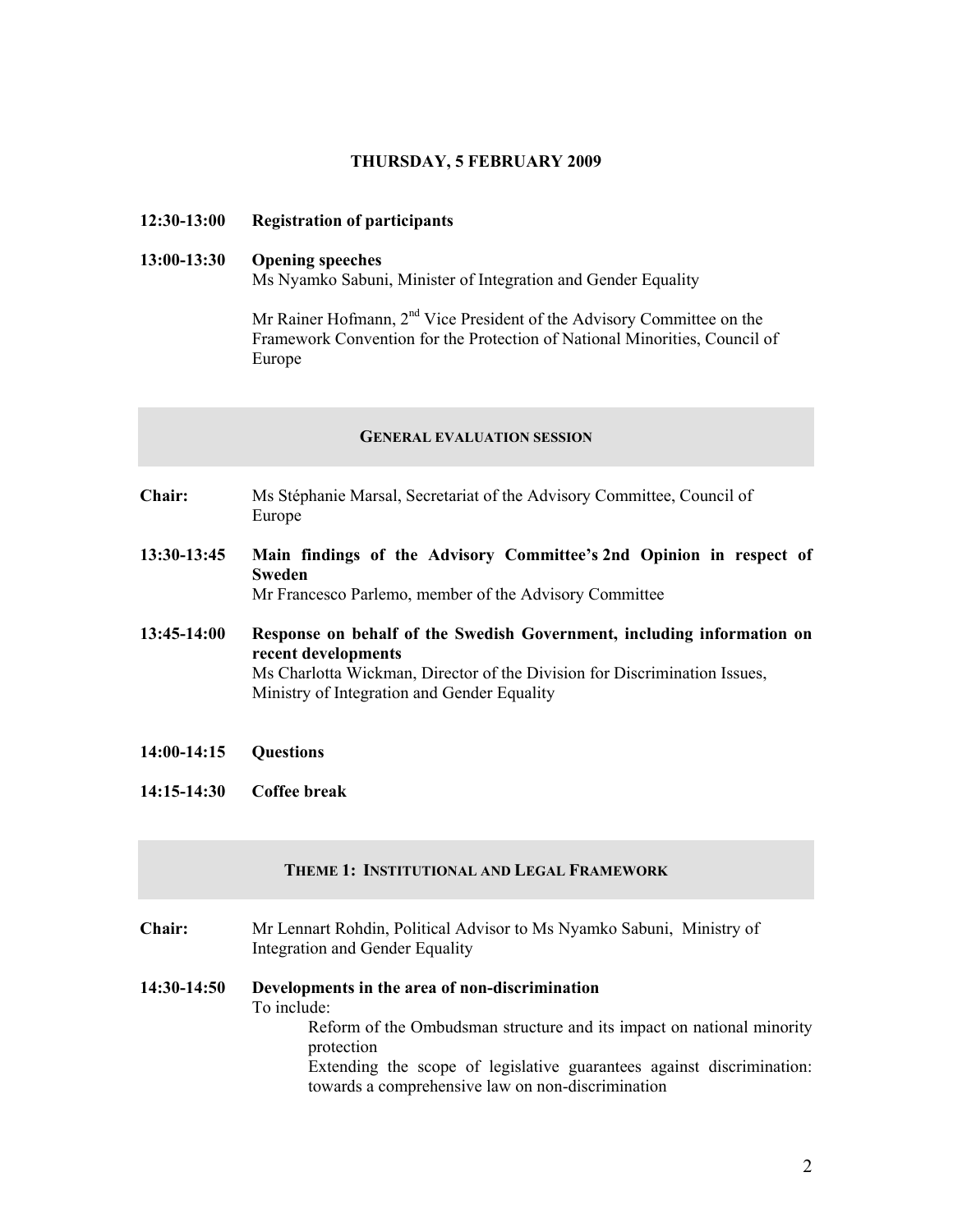## THURSDAY, 5 FEBRUARY 2009

**12:30-13:00 Registration of participants**

**13:00-13:30 Opening speeches**

Ms Nyamko Sabuni, Minister of Integration and Gender Equality

Mr Rainer Hofmann, 2nd Vice President of the Advisory Committee on the Framework Convention for the Protection of National Minorities, Council of Europe

### GENERAL EVALUATION SESSION

**Chair:** Ms Stéphanie Marsal, Secretariat of the Advisory Committee, Council of Europe

**13:30-13:45 Main findings of the Advisory Committee's 2nd Opinion in respect of Sweden**

Mr Francesco Parlemo, member of the Advisory Committee

**13:45-14:00 Response on behalf of the Swedish Government, including information on recent developments**

Ms Charlotta Wickman, Director of the Division for Discrimination Issues, Ministry of Integration and Gender Equality

**14:00-14:15 Questions**

**14:15-14:30 Coffee break**

### THEME 1: INSTITUTIONAL AND LEGAL FRAMEWORK

**Chair:** Mr Lennart Rohdin, Political Advisor to Ms Nyamko Sabuni, Ministry of Integration and Gender Equality

**14:30-14:50 Developments in the area of non-discrimination**

To include:

- Reform of the Ombudsman structure and its impact on national minority protection
- Extending the scope of legislative guarantees against discrimination: towards a comprehensive law on non-discrimination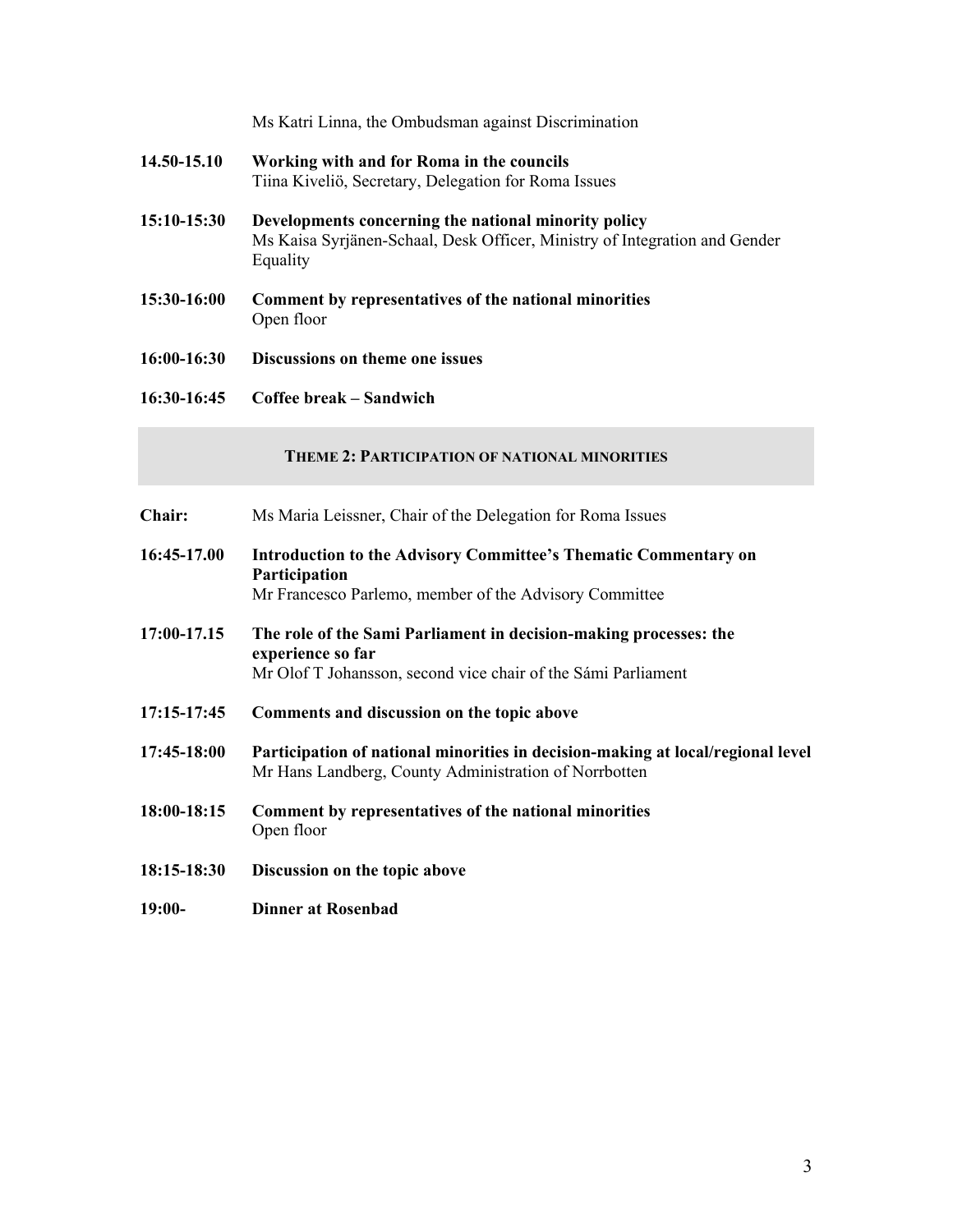Ms Katri Linna, the Ombudsman against Discrimination

**14.50-15.10** **Working with and for Roma in the councils**
Tiina Kiveliö, Secretary, Delegation for Roma Issues

**15:10-15:30** **Developments concerning the national minority policy**
Ms Kaisa Syrjänen-Schaal, Desk Officer, Ministry of Integration and Gender Equality

**15:30-16:00** **Comment by representatives of the national minorities**
Open floor

**16:00-16:30** **Discussions on theme one issues**

**16:30-16:45** **Coffee break – Sandwich**

## THEME 2: PARTICIPATION OF NATIONAL MINORITIES

**Chair:** Ms Maria Leissner, Chair of the Delegation for Roma Issues

**16:45-17.00** **Introduction to the Advisory Committee's Thematic Commentary on Participation**
Mr Francesco Parlemo, member of the Advisory Committee

**17:00-17.15** **The role of the Sami Parliament in decision-making processes: the experience so far**
Mr Olof T Johansson, second vice chair of the Sámi Parliament

**17:15-17:45** **Comments and discussion on the topic above**

**17:45-18:00** **Participation of national minorities in decision-making at local/regional level**
Mr Hans Landberg, County Administration of Norrbotten

**18:00-18:15** **Comment by representatives of the national minorities**
Open floor

**18:15-18:30** **Discussion on the topic above**

**19:00-** **Dinner at Rosenbad**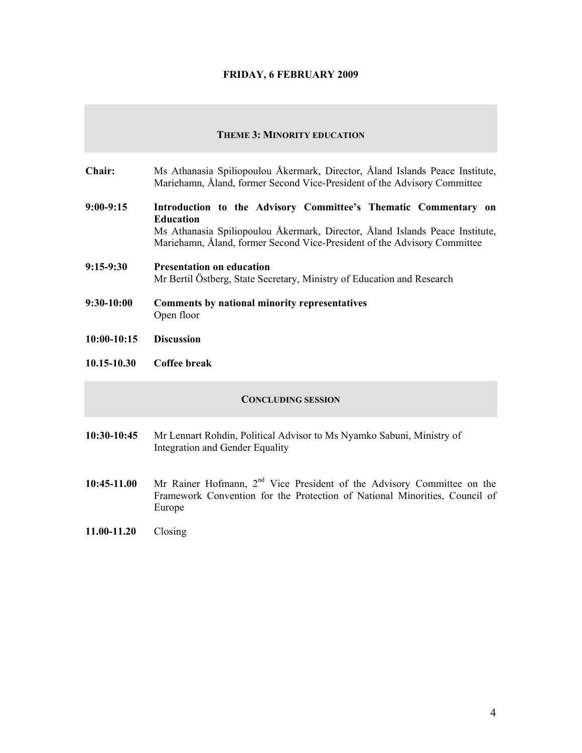**FRIDAY, 6 FEBRUARY 2009**

## THEME 3: MINORITY EDUCATION

**Chair:** Ms Athanasia Spiliopoulou Åkermark, Director, Åland Islands Peace Institute, Mariehamn, Åland, former Second Vice-President of the Advisory Committee

**9:00-9:15** **Introduction to the Advisory Committee's Thematic Commentary on Education**
Ms Athanasia Spiliopoulou Åkermark, Director, Åland Islands Peace Institute, Mariehamn, Åland, former Second Vice-President of the Advisory Committee

**9:15-9:30** **Presentation on education**
Mr Bertil Östberg, State Secretary, Ministry of Education and Research

**9:30-10:00** **Comments by national minority representatives**
Open floor

**10:00-10:15** **Discussion**

**10.15-10.30** **Coffee break**

## CONCLUDING SESSION

**10:30-10:45** Mr Lennart Rohdin, Political Advisor to Ms Nyamko Sabuni, Ministry of Integration and Gender Equality

**10:45-11.00** Mr Rainer Hofmann, 2nd Vice President of the Advisory Committee on the Framework Convention for the Protection of National Minorities, Council of Europe

**11.00-11.20** Closing